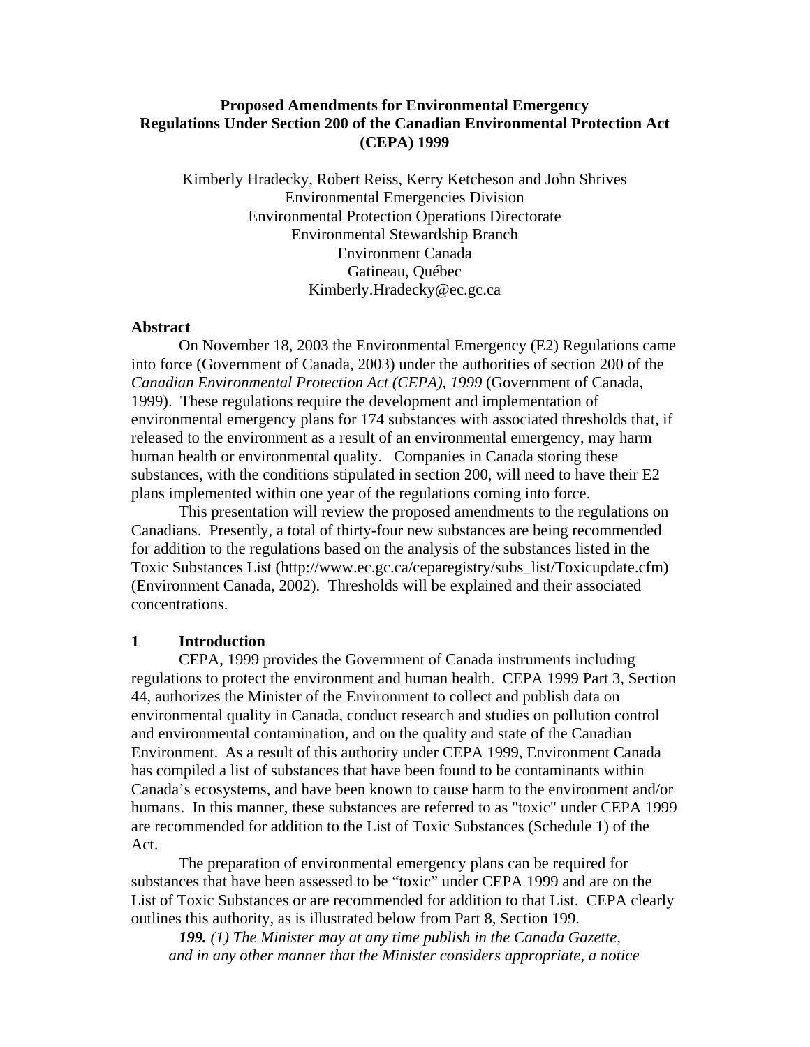# Proposed Amendments for Environmental Emergency Regulations Under Section 200 of the Canadian Environmental Protection Act (CEPA) 1999

Kimberly Hradecky, Robert Reiss, Kerry Ketcheson and John Shrives
Environmental Emergencies Division
Environmental Protection Operations Directorate
Environmental Stewardship Branch
Environment Canada
Gatineau, Québec
Kimberly.Hradecky@ec.gc.ca

## Abstract

On November 18, 2003 the Environmental Emergency (E2) Regulations came into force (Government of Canada, 2003) under the authorities of section 200 of the *Canadian Environmental Protection Act (CEPA), 1999* (Government of Canada, 1999). These regulations require the development and implementation of environmental emergency plans for 174 substances with associated thresholds that, if released to the environment as a result of an environmental emergency, may harm human health or environmental quality. Companies in Canada storing these substances, with the conditions stipulated in section 200, will need to have their E2 plans implemented within one year of the regulations coming into force.

This presentation will review the proposed amendments to the regulations on Canadians. Presently, a total of thirty-four new substances are being recommended for addition to the regulations based on the analysis of the substances listed in the Toxic Substances List (http://www.ec.gc.ca/ceparegistry/subs_list/Toxicupdate.cfm) (Environment Canada, 2002). Thresholds will be explained and their associated concentrations.

## 1 Introduction

CEPA, 1999 provides the Government of Canada instruments including regulations to protect the environment and human health. CEPA 1999 Part 3, Section 44, authorizes the Minister of the Environment to collect and publish data on environmental quality in Canada, conduct research and studies on pollution control and environmental contamination, and on the quality and state of the Canadian Environment. As a result of this authority under CEPA 1999, Environment Canada has compiled a list of substances that have been found to be contaminants within Canada's ecosystems, and have been known to cause harm to the environment and/or humans. In this manner, these substances are referred to as "toxic" under CEPA 1999 are recommended for addition to the List of Toxic Substances (Schedule 1) of the Act.

The preparation of environmental emergency plans can be required for substances that have been assessed to be "toxic" under CEPA 1999 and are on the List of Toxic Substances or are recommended for addition to that List. CEPA clearly outlines this authority, as is illustrated below from Part 8, Section 199.

> ***199.*** *(1) The Minister may at any time publish in the Canada Gazette, and in any other manner that the Minister considers appropriate, a notice*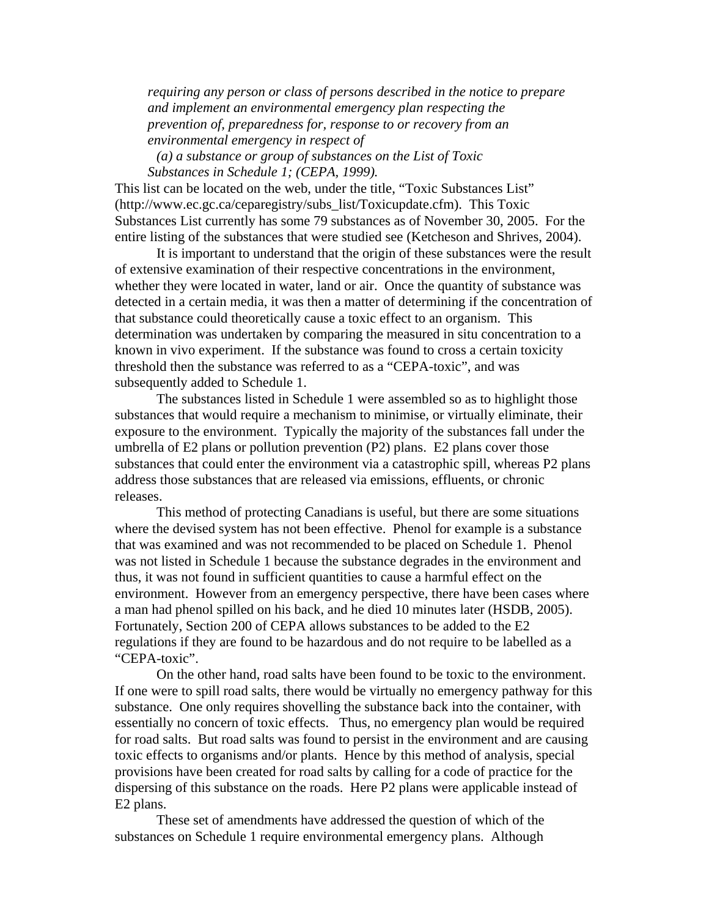*requiring any person or class of persons described in the notice to prepare and implement an environmental emergency plan respecting the prevention of, preparedness for, response to or recovery from an environmental emergency in respect of*

*(a) a substance or group of substances on the List of Toxic Substances in Schedule 1; (CEPA, 1999).*

This list can be located on the web, under the title, "Toxic Substances List" (http://www.ec.gc.ca/ceparegistry/subs_list/Toxicupdate.cfm). This Toxic Substances List currently has some 79 substances as of November 30, 2005. For the entire listing of the substances that were studied see (Ketcheson and Shrives, 2004).

It is important to understand that the origin of these substances were the result of extensive examination of their respective concentrations in the environment, whether they were located in water, land or air. Once the quantity of substance was detected in a certain media, it was then a matter of determining if the concentration of that substance could theoretically cause a toxic effect to an organism. This determination was undertaken by comparing the measured in situ concentration to a known in vivo experiment. If the substance was found to cross a certain toxicity threshold then the substance was referred to as a "CEPA-toxic", and was subsequently added to Schedule 1.

The substances listed in Schedule 1 were assembled so as to highlight those substances that would require a mechanism to minimise, or virtually eliminate, their exposure to the environment. Typically the majority of the substances fall under the umbrella of E2 plans or pollution prevention (P2) plans. E2 plans cover those substances that could enter the environment via a catastrophic spill, whereas P2 plans address those substances that are released via emissions, effluents, or chronic releases.

This method of protecting Canadians is useful, but there are some situations where the devised system has not been effective. Phenol for example is a substance that was examined and was not recommended to be placed on Schedule 1. Phenol was not listed in Schedule 1 because the substance degrades in the environment and thus, it was not found in sufficient quantities to cause a harmful effect on the environment. However from an emergency perspective, there have been cases where a man had phenol spilled on his back, and he died 10 minutes later (HSDB, 2005). Fortunately, Section 200 of CEPA allows substances to be added to the E2 regulations if they are found to be hazardous and do not require to be labelled as a "CEPA-toxic".

On the other hand, road salts have been found to be toxic to the environment. If one were to spill road salts, there would be virtually no emergency pathway for this substance. One only requires shovelling the substance back into the container, with essentially no concern of toxic effects. Thus, no emergency plan would be required for road salts. But road salts was found to persist in the environment and are causing toxic effects to organisms and/or plants. Hence by this method of analysis, special provisions have been created for road salts by calling for a code of practice for the dispersing of this substance on the roads. Here P2 plans were applicable instead of E2 plans.

These set of amendments have addressed the question of which of the substances on Schedule 1 require environmental emergency plans. Although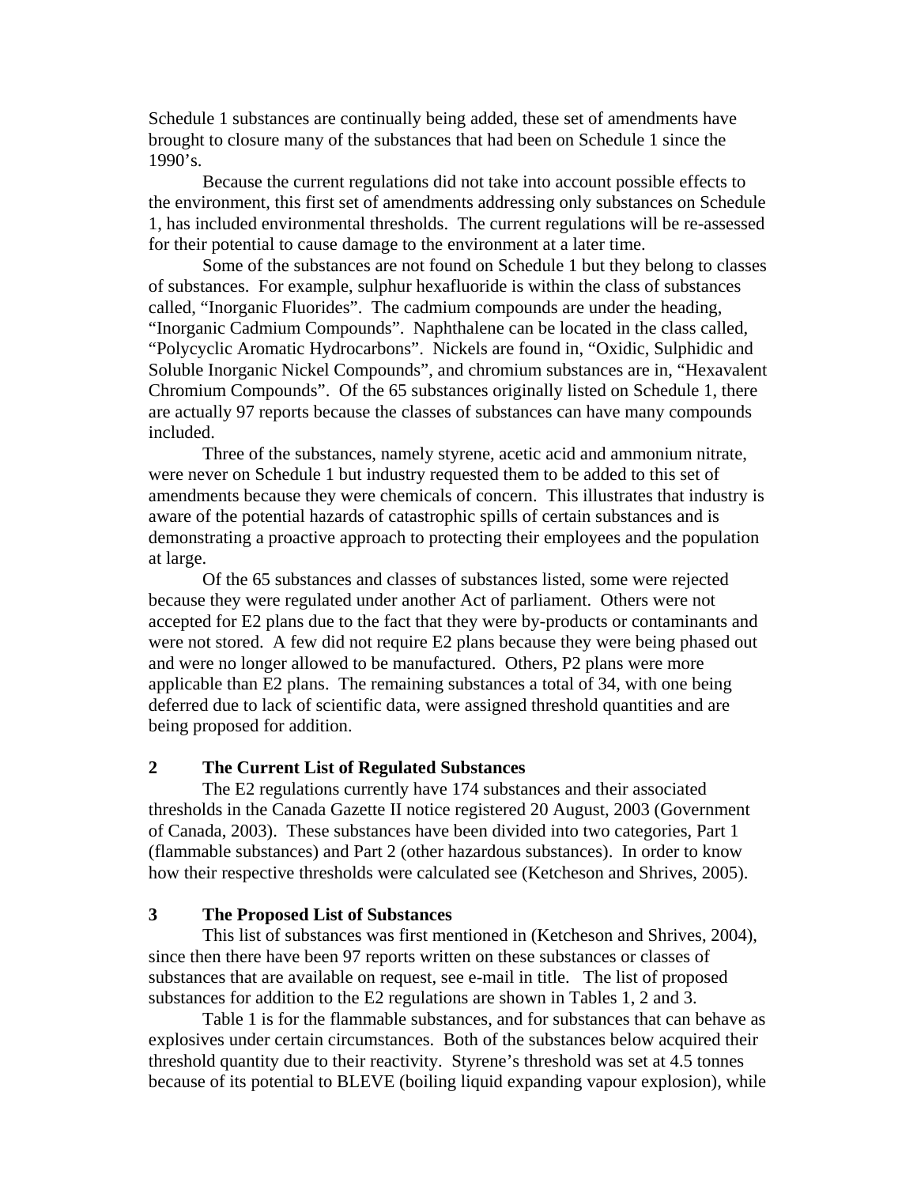Schedule 1 substances are continually being added, these set of amendments have brought to closure many of the substances that had been on Schedule 1 since the 1990's.

Because the current regulations did not take into account possible effects to the environment, this first set of amendments addressing only substances on Schedule 1, has included environmental thresholds. The current regulations will be re-assessed for their potential to cause damage to the environment at a later time.

Some of the substances are not found on Schedule 1 but they belong to classes of substances. For example, sulphur hexafluoride is within the class of substances called, "Inorganic Fluorides". The cadmium compounds are under the heading, "Inorganic Cadmium Compounds". Naphthalene can be located in the class called, "Polycyclic Aromatic Hydrocarbons". Nickels are found in, "Oxidic, Sulphidic and Soluble Inorganic Nickel Compounds", and chromium substances are in, "Hexavalent Chromium Compounds". Of the 65 substances originally listed on Schedule 1, there are actually 97 reports because the classes of substances can have many compounds included.

Three of the substances, namely styrene, acetic acid and ammonium nitrate, were never on Schedule 1 but industry requested them to be added to this set of amendments because they were chemicals of concern. This illustrates that industry is aware of the potential hazards of catastrophic spills of certain substances and is demonstrating a proactive approach to protecting their employees and the population at large.

Of the 65 substances and classes of substances listed, some were rejected because they were regulated under another Act of parliament. Others were not accepted for E2 plans due to the fact that they were by-products or contaminants and were not stored. A few did not require E2 plans because they were being phased out and were no longer allowed to be manufactured. Others, P2 plans were more applicable than E2 plans. The remaining substances a total of 34, with one being deferred due to lack of scientific data, were assigned threshold quantities and are being proposed for addition.

## 2 The Current List of Regulated Substances

The E2 regulations currently have 174 substances and their associated thresholds in the Canada Gazette II notice registered 20 August, 2003 (Government of Canada, 2003). These substances have been divided into two categories, Part 1 (flammable substances) and Part 2 (other hazardous substances). In order to know how their respective thresholds were calculated see (Ketcheson and Shrives, 2005).

## 3 The Proposed List of Substances

This list of substances was first mentioned in (Ketcheson and Shrives, 2004), since then there have been 97 reports written on these substances or classes of substances that are available on request, see e-mail in title. The list of proposed substances for addition to the E2 regulations are shown in Tables 1, 2 and 3.

Table 1 is for the flammable substances, and for substances that can behave as explosives under certain circumstances. Both of the substances below acquired their threshold quantity due to their reactivity. Styrene's threshold was set at 4.5 tonnes because of its potential to BLEVE (boiling liquid expanding vapour explosion), while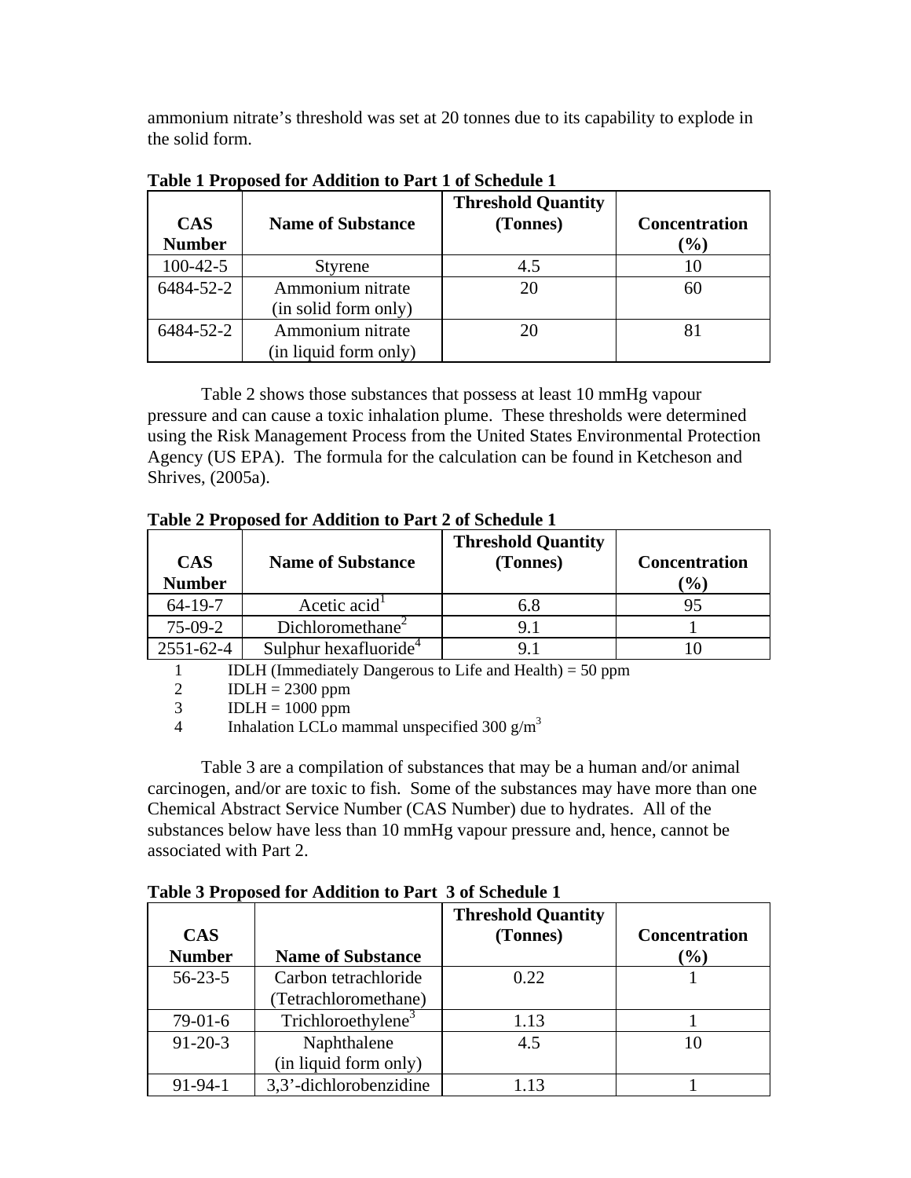ammonium nitrate's threshold was set at 20 tonnes due to its capability to explode in the solid form.

**Table 1 Proposed for Addition to Part 1 of Schedule 1**

| CAS Number | Name of Substance | Threshold Quantity (Tonnes) | Concentration (%) |
|---|---|---|---|
| 100-42-5 | Styrene | 4.5 | 10 |
| 6484-52-2 | Ammonium nitrate (in solid form only) | 20 | 60 |
| 6484-52-2 | Ammonium nitrate (in liquid form only) | 20 | 81 |

Table 2 shows those substances that possess at least 10 mmHg vapour pressure and can cause a toxic inhalation plume. These thresholds were determined using the Risk Management Process from the United States Environmental Protection Agency (US EPA). The formula for the calculation can be found in Ketcheson and Shrives, (2005a).

**Table 2 Proposed for Addition to Part 2 of Schedule 1**

| CAS Number | Name of Substance | Threshold Quantity (Tonnes) | Concentration (%) |
|---|---|---|---|
| 64-19-7 | Acetic acid[1] | 6.8 | 95 |
| 75-09-2 | Dichloromethane[2] | 9.1 | 1 |
| 2551-62-4 | Sulphur hexafluoride[4] | 9.1 | 10 |

1 IDLH (Immediately Dangerous to Life and Health) = 50 ppm
2 IDLH = 2300 ppm
3 IDLH = 1000 ppm
4 Inhalation LCLo mammal unspecified 300 $g/m^3$

Table 3 are a compilation of substances that may be a human and/or animal carcinogen, and/or are toxic to fish. Some of the substances may have more than one Chemical Abstract Service Number (CAS Number) due to hydrates. All of the substances below have less than 10 mmHg vapour pressure and, hence, cannot be associated with Part 2.

**Table 3 Proposed for Addition to Part 3 of Schedule 1**

| CAS Number | Name of Substance | Threshold Quantity (Tonnes) | Concentration (%) |
|---|---|---|---|
| 56-23-5 | Carbon tetrachloride (Tetrachloromethane) | 0.22 | 1 |
| 79-01-6 | Trichloroethylene[3] | 1.13 | 1 |
| 91-20-3 | Naphthalene (in liquid form only) | 4.5 | 10 |
| 91-94-1 | 3,3'-dichlorobenzidine | 1.13 | 1 |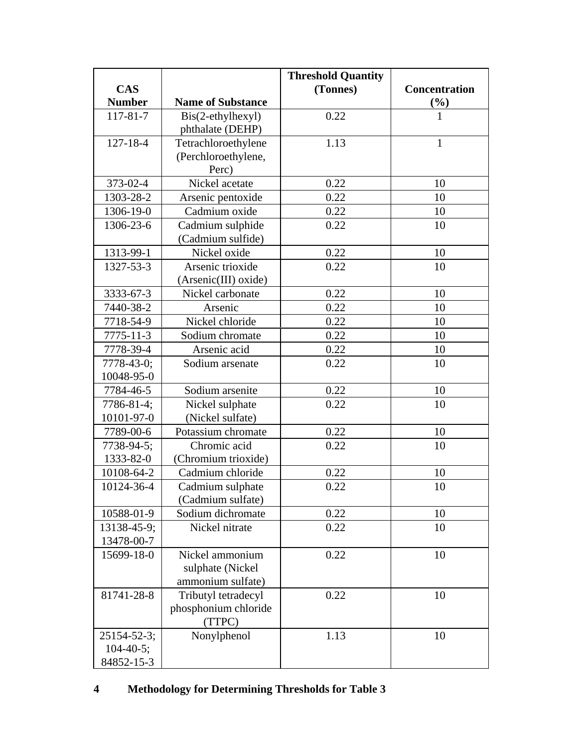| CAS Number | Name of Substance | Threshold Quantity (Tonnes) | Concentration (%) |
| --- | --- | --- | --- |
| 117-81-7 | Bis(2-ethylhexyl) phthalate (DEHP) | 0.22 | 1 |
| 127-18-4 | Tetrachloroethylene (Perchloroethylene, Perc) | 1.13 | 1 |
| 373-02-4 | Nickel acetate | 0.22 | 10 |
| 1303-28-2 | Arsenic pentoxide | 0.22 | 10 |
| 1306-19-0 | Cadmium oxide | 0.22 | 10 |
| 1306-23-6 | Cadmium sulphide (Cadmium sulfide) | 0.22 | 10 |
| 1313-99-1 | Nickel oxide | 0.22 | 10 |
| 1327-53-3 | Arsenic trioxide (Arsenic(III) oxide) | 0.22 | 10 |
| 3333-67-3 | Nickel carbonate | 0.22 | 10 |
| 7440-38-2 | Arsenic | 0.22 | 10 |
| 7718-54-9 | Nickel chloride | 0.22 | 10 |
| 7775-11-3 | Sodium chromate | 0.22 | 10 |
| 7778-39-4 | Arsenic acid | 0.22 | 10 |
| 7778-43-0; 10048-95-0 | Sodium arsenate | 0.22 | 10 |
| 7784-46-5 | Sodium arsenite | 0.22 | 10 |
| 7786-81-4; 10101-97-0 | Nickel sulphate (Nickel sulfate) | 0.22 | 10 |
| 7789-00-6 | Potassium chromate | 0.22 | 10 |
| 7738-94-5; 1333-82-0 | Chromic acid (Chromium trioxide) | 0.22 | 10 |
| 10108-64-2 | Cadmium chloride | 0.22 | 10 |
| 10124-36-4 | Cadmium sulphate (Cadmium sulfate) | 0.22 | 10 |
| 10588-01-9 | Sodium dichromate | 0.22 | 10 |
| 13138-45-9; 13478-00-7 | Nickel nitrate | 0.22 | 10 |
| 15699-18-0 | Nickel ammonium sulphate (Nickel ammonium sulfate) | 0.22 | 10 |
| 81741-28-8 | Tributyl tetradecyl phosphonium chloride (TTPC) | 0.22 | 10 |
| 25154-52-3; 104-40-5; 84852-15-3 | Nonylphenol | 1.13 | 10 |

## 4 Methodology for Determining Thresholds for Table 3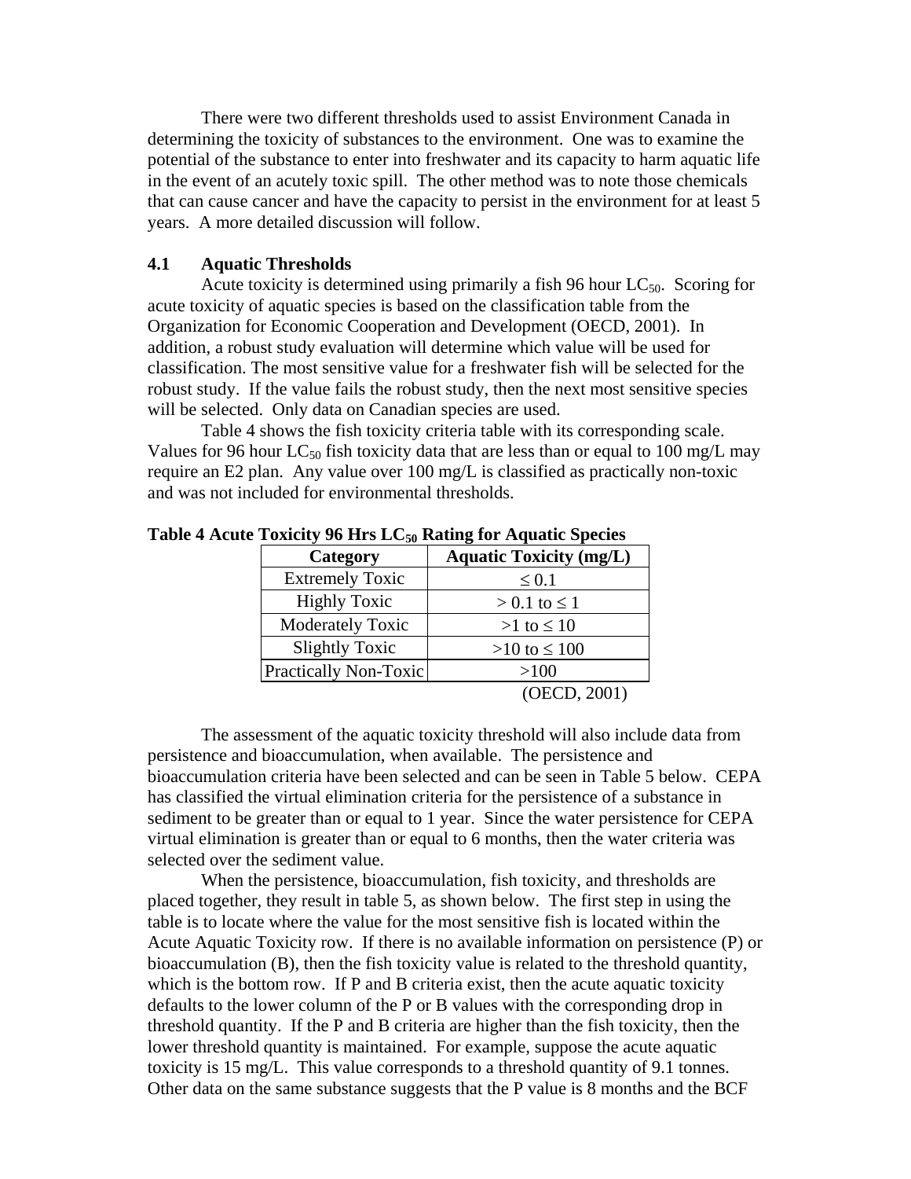There were two different thresholds used to assist Environment Canada in determining the toxicity of substances to the environment. One was to examine the potential of the substance to enter into freshwater and its capacity to harm aquatic life in the event of an acutely toxic spill. The other method was to note those chemicals that can cause cancer and have the capacity to persist in the environment for at least 5 years. A more detailed discussion will follow.

### 4.1 Aquatic Thresholds

Acute toxicity is determined using primarily a fish 96 hour $LC_{50}$. Scoring for acute toxicity of aquatic species is based on the classification table from the Organization for Economic Cooperation and Development (OECD, 2001). In addition, a robust study evaluation will determine which value will be used for classification. The most sensitive value for a freshwater fish will be selected for the robust study. If the value fails the robust study, then the next most sensitive species will be selected. Only data on Canadian species are used.

Table 4 shows the fish toxicity criteria table with its corresponding scale. Values for 96 hour $LC_{50}$ fish toxicity data that are less than or equal to 100 mg/L may require an E2 plan. Any value over 100 mg/L is classified as practically non-toxic and was not included for environmental thresholds.

**Table 4 Acute Toxicity 96 Hrs $LC_{50}$ Rating for Aquatic Species**

| Category | Aquatic Toxicity (mg/L) |
|---|---|
| Extremely Toxic | $\leq 0.1$ |
| Highly Toxic | $> 0.1$ to $\leq 1$ |
| Moderately Toxic | $>1$ to $\leq 10$ |
| Slightly Toxic | $>10$ to $\leq 100$ |
| Practically Non-Toxic | $>100$ |

(OECD, 2001)

The assessment of the aquatic toxicity threshold will also include data from persistence and bioaccumulation, when available. The persistence and bioaccumulation criteria have been selected and can be seen in Table 5 below. CEPA has classified the virtual elimination criteria for the persistence of a substance in sediment to be greater than or equal to 1 year. Since the water persistence for CEPA virtual elimination is greater than or equal to 6 months, then the water criteria was selected over the sediment value.

When the persistence, bioaccumulation, fish toxicity, and thresholds are placed together, they result in table 5, as shown below. The first step in using the table is to locate where the value for the most sensitive fish is located within the Acute Aquatic Toxicity row. If there is no available information on persistence (P) or bioaccumulation (B), then the fish toxicity value is related to the threshold quantity, which is the bottom row. If P and B criteria exist, then the acute aquatic toxicity defaults to the lower column of the P or B values with the corresponding drop in threshold quantity. If the P and B criteria are higher than the fish toxicity, then the lower threshold quantity is maintained. For example, suppose the acute aquatic toxicity is 15 mg/L. This value corresponds to a threshold quantity of 9.1 tonnes. Other data on the same substance suggests that the P value is 8 months and the BCF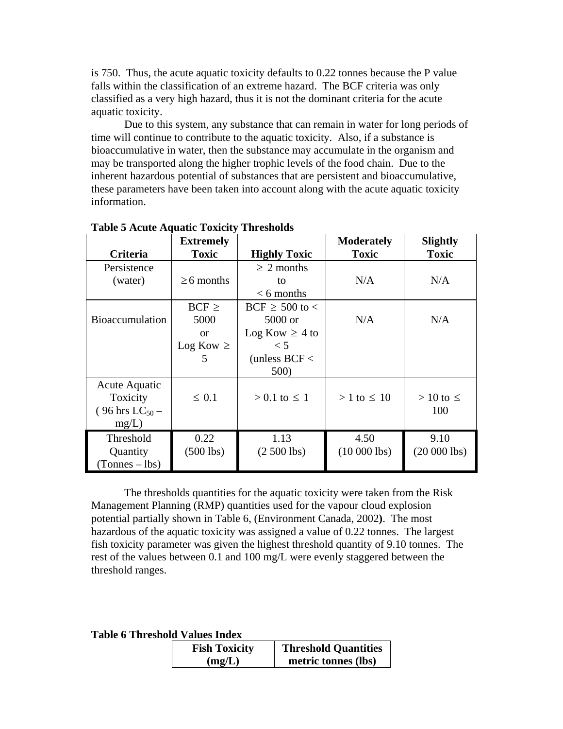is 750. Thus, the acute aquatic toxicity defaults to 0.22 tonnes because the P value falls within the classification of an extreme hazard. The BCF criteria was only classified as a very high hazard, thus it is not the dominant criteria for the acute aquatic toxicity.

Due to this system, any substance that can remain in water for long periods of time will continue to contribute to the aquatic toxicity. Also, if a substance is bioaccumulative in water, then the substance may accumulate in the organism and may be transported along the higher trophic levels of the food chain. Due to the inherent hazardous potential of substances that are persistent and bioaccumulative, these parameters have been taken into account along with the acute aquatic toxicity information.

**Table 5 Acute Aquatic Toxicity Thresholds**

| Criteria | Extremely Toxic | Highly Toxic | Moderately Toxic | Slightly Toxic |
|---|---|---|---|---|
| Persistence (water) | ≥ 6 months | ≥ 2 months to < 6 months | N/A | N/A |
| Bioaccumulation | BCF ≥ 5000 or Log Kow ≥ 5 | BCF ≥ 500 to < 5000 or Log Kow ≥ 4 to < 5 (unless BCF < 500) | N/A | N/A |
| Acute Aquatic Toxicity ( 96 hrs $LC_{50}$ – mg/L) | ≤ 0.1 | > 0.1 to ≤ 1 | > 1 to ≤ 10 | > 10 to ≤ 100 |
| Threshold Quantity (Tonnes – lbs) | 0.22 (500 lbs) | 1.13 (2 500 lbs) | 4.50 (10 000 lbs) | 9.10 (20 000 lbs) |

The thresholds quantities for the aquatic toxicity were taken from the Risk Management Planning (RMP) quantities used for the vapour cloud explosion potential partially shown in Table 6, (Environment Canada, 2002**)**. The most hazardous of the aquatic toxicity was assigned a value of 0.22 tonnes. The largest fish toxicity parameter was given the highest threshold quantity of 9.10 tonnes. The rest of the values between 0.1 and 100 mg/L were evenly staggered between the threshold ranges.

**Table 6 Threshold Values Index**

| Fish Toxicity (mg/L) | Threshold Quantities metric tonnes (lbs) |
|---|---|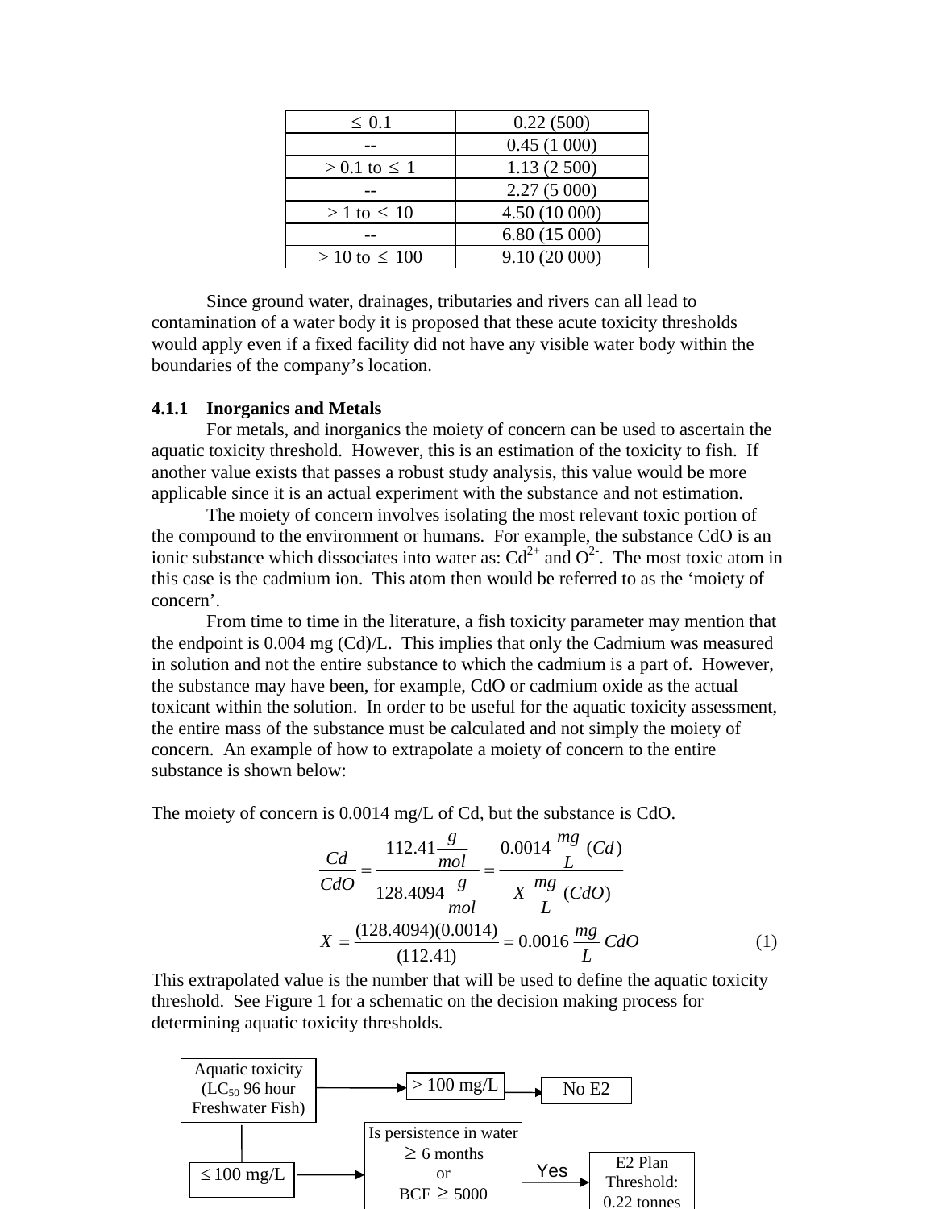| $\leq$ 0.1 | 0.22 (500) |
|---|---|
| -- | 0.45 (1 000) |
| > 0.1 to $\leq$ 1 | 1.13 (2 500) |
| -- | 2.27 (5 000) |
| > 1 to $\leq$ 10 | 4.50 (10 000) |
| -- | 6.80 (15 000) |
| > 10 to $\leq$ 100 | 9.10 (20 000) |

Since ground water, drainages, tributaries and rivers can all lead to contamination of a water body it is proposed that these acute toxicity thresholds would apply even if a fixed facility did not have any visible water body within the boundaries of the company's location.

### 4.1.1 Inorganics and Metals

For metals, and inorganics the moiety of concern can be used to ascertain the aquatic toxicity threshold. However, this is an estimation of the toxicity to fish. If another value exists that passes a robust study analysis, this value would be more applicable since it is an actual experiment with the substance and not estimation.

The moiety of concern involves isolating the most relevant toxic portion of the compound to the environment or humans. For example, the substance CdO is an ionic substance which dissociates into water as: $Cd^{2+}$ and $O^{2-}$. The most toxic atom in this case is the cadmium ion. This atom then would be referred to as the 'moiety of concern'.

From time to time in the literature, a fish toxicity parameter may mention that the endpoint is 0.004 mg (Cd)/L. This implies that only the Cadmium was measured in solution and not the entire substance to which the cadmium is a part of. However, the substance may have been, for example, CdO or cadmium oxide as the actual toxicant within the solution. In order to be useful for the aquatic toxicity assessment, the entire mass of the substance must be calculated and not simply the moiety of concern. An example of how to extrapolate a moiety of concern to the entire substance is shown below:

The moiety of concern is 0.0014 mg/L of Cd, but the substance is CdO.

$$\frac{Cd}{CdO} = \frac{112.41\frac{g}{mol}}{128.4094\frac{g}{mol}} = \frac{0.0014\ \frac{mg}{L}\ (Cd)}{X\ \frac{mg}{L}\ (CdO)}$$

$$X = \frac{(128.4094)(0.0014)}{(112.41)} = 0.0016\ \frac{mg}{L}\ CdO \qquad (1)$$

This extrapolated value is the number that will be used to define the aquatic toxicity threshold. See Figure 1 for a schematic on the decision making process for determining aquatic toxicity thresholds.

Aquatic toxicity ($LC_{50}$ 96 hour Freshwater Fish) → > 100 mg/L → No E2

$\leq$100 mg/L → Is persistence in water $\geq$ 6 months or BCF $\geq$ 5000 → Yes → E2 Plan Threshold: 0.22 tonnes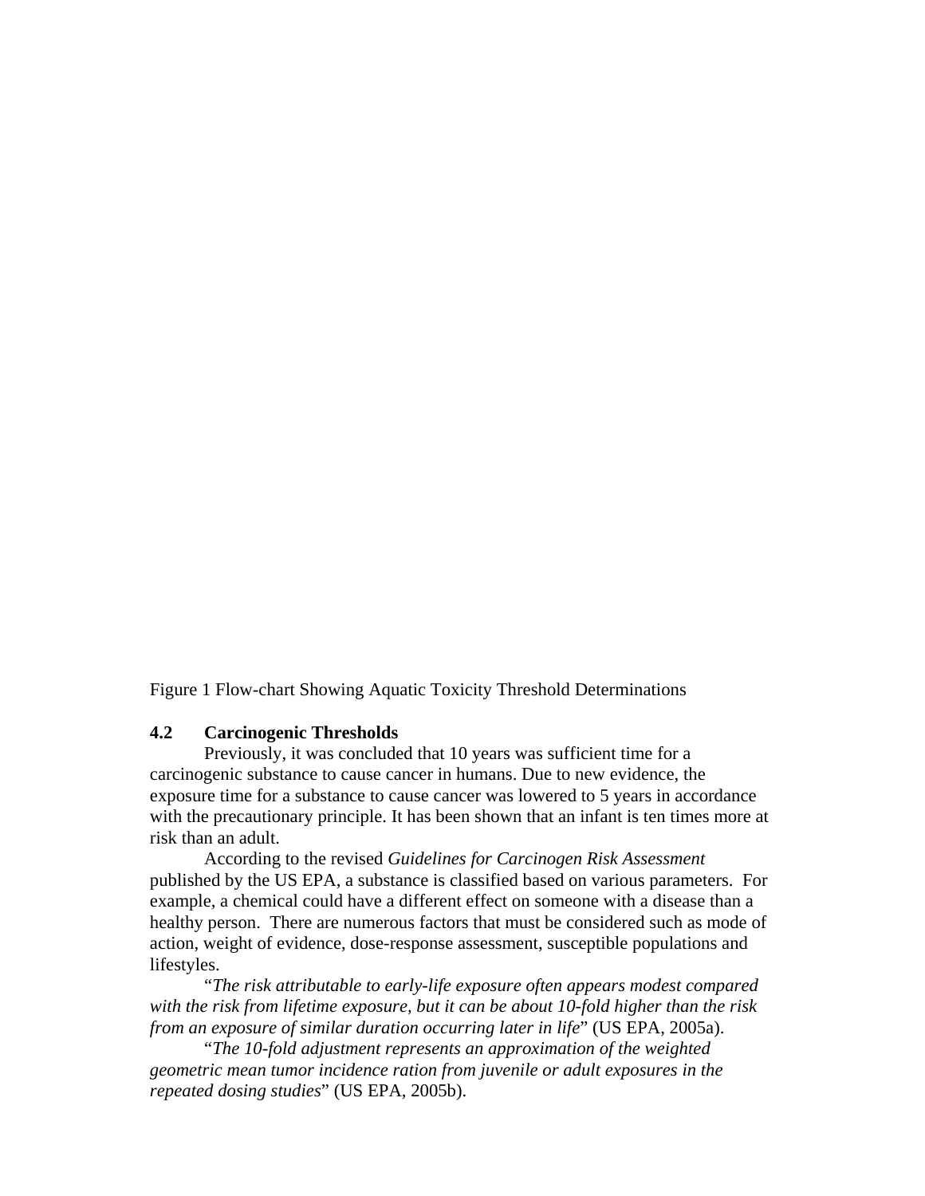Figure 1 Flow-chart Showing Aquatic Toxicity Threshold Determinations

### 4.2 Carcinogenic Thresholds

Previously, it was concluded that 10 years was sufficient time for a carcinogenic substance to cause cancer in humans. Due to new evidence, the exposure time for a substance to cause cancer was lowered to 5 years in accordance with the precautionary principle. It has been shown that an infant is ten times more at risk than an adult.

According to the revised *Guidelines for Carcinogen Risk Assessment* published by the US EPA, a substance is classified based on various parameters. For example, a chemical could have a different effect on someone with a disease than a healthy person. There are numerous factors that must be considered such as mode of action, weight of evidence, dose-response assessment, susceptible populations and lifestyles.

"*The risk attributable to early-life exposure often appears modest compared with the risk from lifetime exposure, but it can be about 10-fold higher than the risk from an exposure of similar duration occurring later in life*" (US EPA, 2005a).

"*The 10-fold adjustment represents an approximation of the weighted geometric mean tumor incidence ration from juvenile or adult exposures in the repeated dosing studies*" (US EPA, 2005b).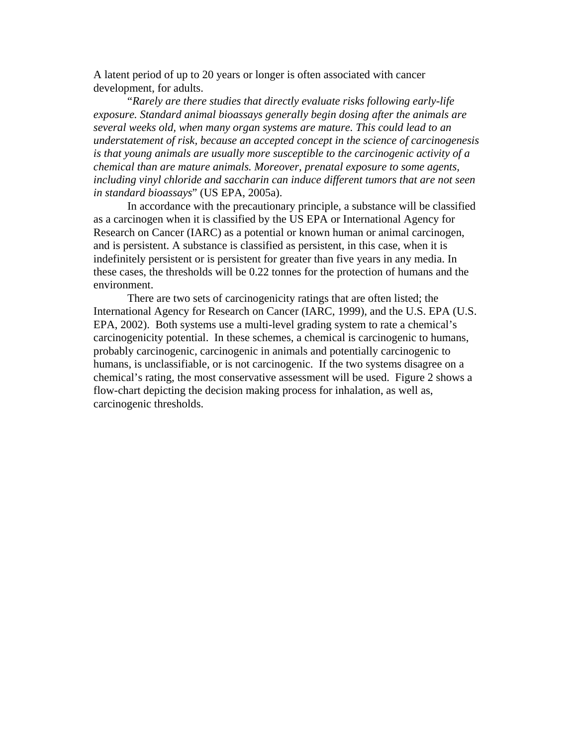A latent period of up to 20 years or longer is often associated with cancer development, for adults.

"*Rarely are there studies that directly evaluate risks following early-life exposure. Standard animal bioassays generally begin dosing after the animals are several weeks old, when many organ systems are mature. This could lead to an understatement of risk, because an accepted concept in the science of carcinogenesis is that young animals are usually more susceptible to the carcinogenic activity of a chemical than are mature animals. Moreover, prenatal exposure to some agents, including vinyl chloride and saccharin can induce different tumors that are not seen in standard bioassays*" (US EPA, 2005a).

In accordance with the precautionary principle, a substance will be classified as a carcinogen when it is classified by the US EPA or International Agency for Research on Cancer (IARC) as a potential or known human or animal carcinogen, and is persistent. A substance is classified as persistent, in this case, when it is indefinitely persistent or is persistent for greater than five years in any media. In these cases, the thresholds will be 0.22 tonnes for the protection of humans and the environment.

There are two sets of carcinogenicity ratings that are often listed; the International Agency for Research on Cancer (IARC, 1999), and the U.S. EPA (U.S. EPA, 2002). Both systems use a multi-level grading system to rate a chemical's carcinogenicity potential. In these schemes, a chemical is carcinogenic to humans, probably carcinogenic, carcinogenic in animals and potentially carcinogenic to humans, is unclassifiable, or is not carcinogenic. If the two systems disagree on a chemical's rating, the most conservative assessment will be used. Figure 2 shows a flow-chart depicting the decision making process for inhalation, as well as, carcinogenic thresholds.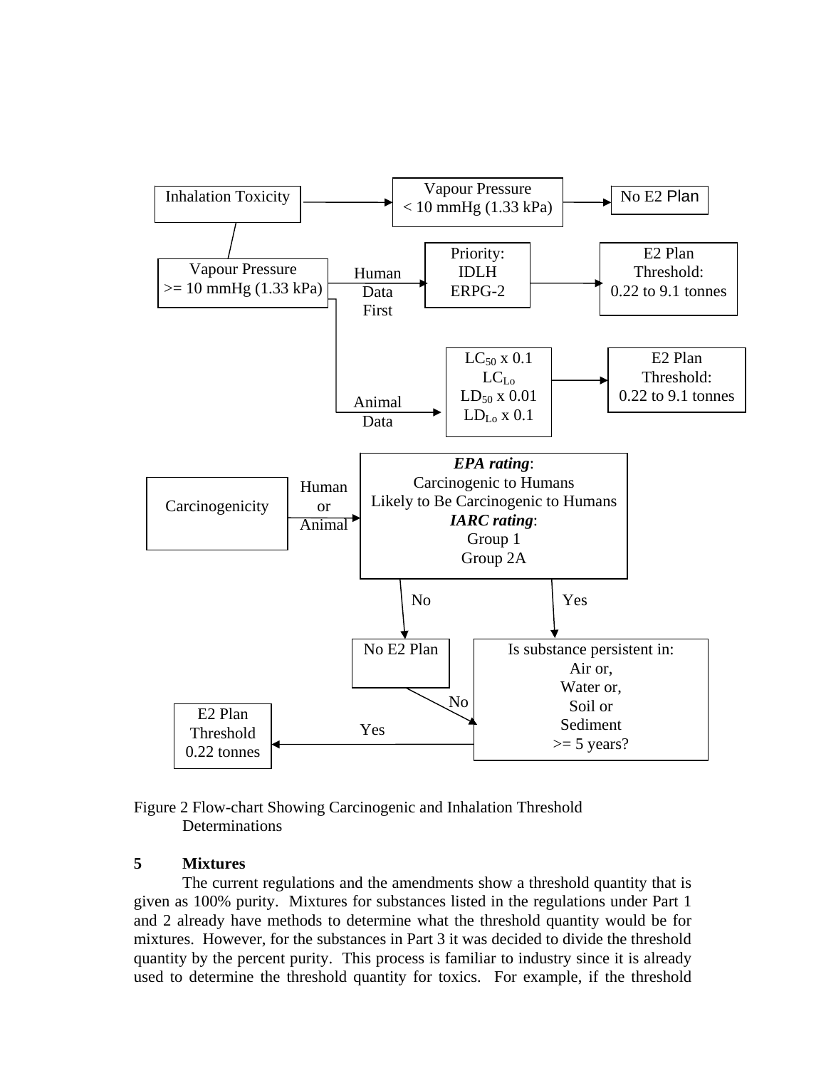Inhalation Toxicity → Vapour Pressure < 10 mmHg (1.33 kPa) → No E2 Plan

Vapour Pressure >= 10 mmHg (1.33 kPa)

- Human Data First → Priority: IDLH, ERPG-2 → E2 Plan Threshold: 0.22 to 9.1 tonnes
- Animal Data → $LC_{50}$ x 0.1, $LC_{Lo}$, $LD_{50}$ x 0.01, $LD_{Lo}$ x 0.1 → E2 Plan Threshold: 0.22 to 9.1 tonnes

Carcinogenicity → Human or Animal → ***EPA rating***: Carcinogenic to Humans, Likely to Be Carcinogenic to Humans; ***IARC rating***: Group 1, Group 2A

- No → No E2 Plan
- Yes → Is substance persistent in: Air or, Water or, Soil or Sediment >= 5 years?
  - Yes → E2 Plan Threshold 0.22 tonnes
  - No → No E2 Plan

Figure 2 Flow-chart Showing Carcinogenic and Inhalation Threshold Determinations

## 5 Mixtures

The current regulations and the amendments show a threshold quantity that is given as 100% purity. Mixtures for substances listed in the regulations under Part 1 and 2 already have methods to determine what the threshold quantity would be for mixtures. However, for the substances in Part 3 it was decided to divide the threshold quantity by the percent purity. This process is familiar to industry since it is already used to determine the threshold quantity for toxics. For example, if the threshold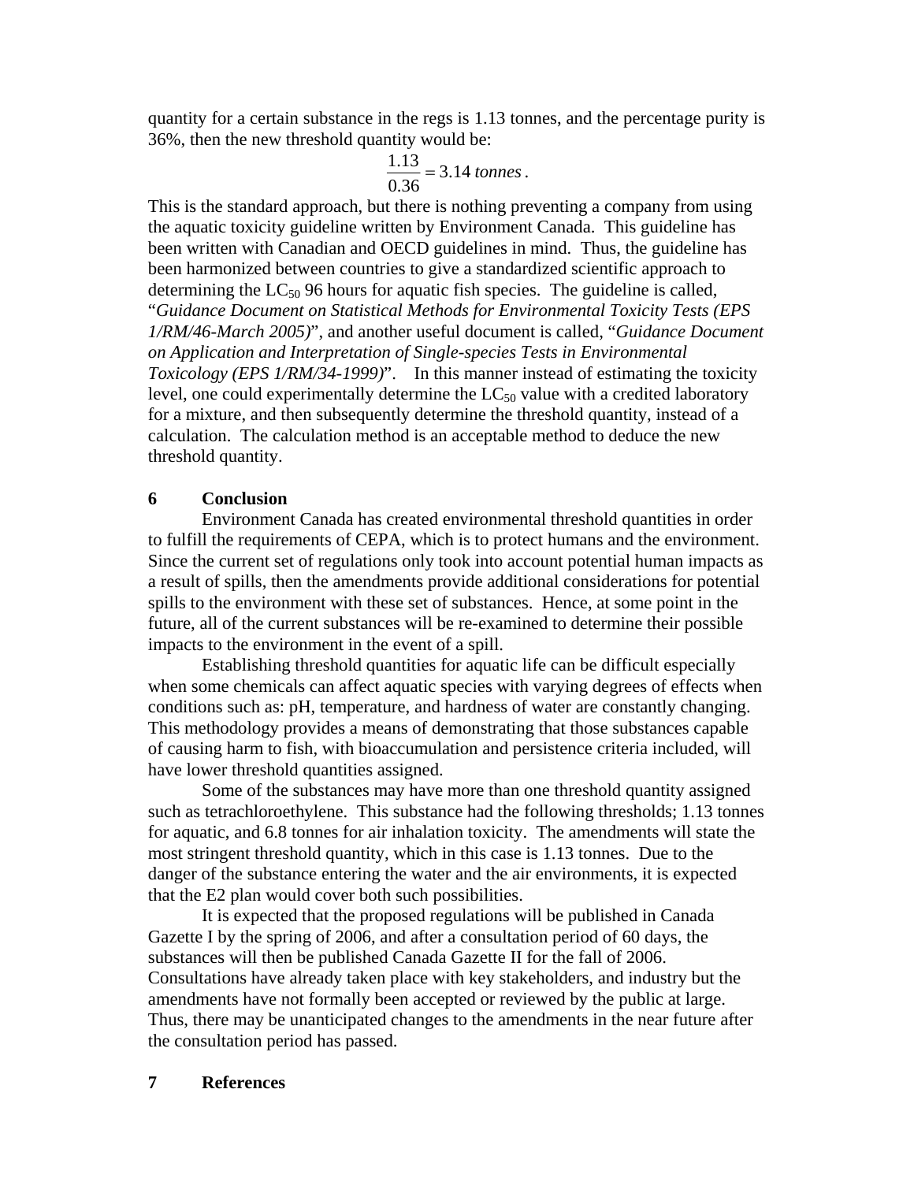quantity for a certain substance in the regs is 1.13 tonnes, and the percentage purity is 36%, then the new threshold quantity would be:

$$\frac{1.13}{0.36} = 3.14\ tonnes.$$

This is the standard approach, but there is nothing preventing a company from using the aquatic toxicity guideline written by Environment Canada. This guideline has been written with Canadian and OECD guidelines in mind. Thus, the guideline has been harmonized between countries to give a standardized scientific approach to determining the $LC_{50}$ 96 hours for aquatic fish species. The guideline is called, "*Guidance Document on Statistical Methods for Environmental Toxicity Tests (EPS 1/RM/46-March 2005)*", and another useful document is called, "*Guidance Document on Application and Interpretation of Single-species Tests in Environmental Toxicology (EPS 1/RM/34-1999)*". In this manner instead of estimating the toxicity level, one could experimentally determine the $LC_{50}$ value with a credited laboratory for a mixture, and then subsequently determine the threshold quantity, instead of a calculation. The calculation method is an acceptable method to deduce the new threshold quantity.

## 6 Conclusion

Environment Canada has created environmental threshold quantities in order to fulfill the requirements of CEPA, which is to protect humans and the environment. Since the current set of regulations only took into account potential human impacts as a result of spills, then the amendments provide additional considerations for potential spills to the environment with these set of substances. Hence, at some point in the future, all of the current substances will be re-examined to determine their possible impacts to the environment in the event of a spill.

Establishing threshold quantities for aquatic life can be difficult especially when some chemicals can affect aquatic species with varying degrees of effects when conditions such as: pH, temperature, and hardness of water are constantly changing. This methodology provides a means of demonstrating that those substances capable of causing harm to fish, with bioaccumulation and persistence criteria included, will have lower threshold quantities assigned.

Some of the substances may have more than one threshold quantity assigned such as tetrachloroethylene. This substance had the following thresholds; 1.13 tonnes for aquatic, and 6.8 tonnes for air inhalation toxicity. The amendments will state the most stringent threshold quantity, which in this case is 1.13 tonnes. Due to the danger of the substance entering the water and the air environments, it is expected that the E2 plan would cover both such possibilities.

It is expected that the proposed regulations will be published in Canada Gazette I by the spring of 2006, and after a consultation period of 60 days, the substances will then be published Canada Gazette II for the fall of 2006. Consultations have already taken place with key stakeholders, and industry but the amendments have not formally been accepted or reviewed by the public at large. Thus, there may be unanticipated changes to the amendments in the near future after the consultation period has passed.

## 7 References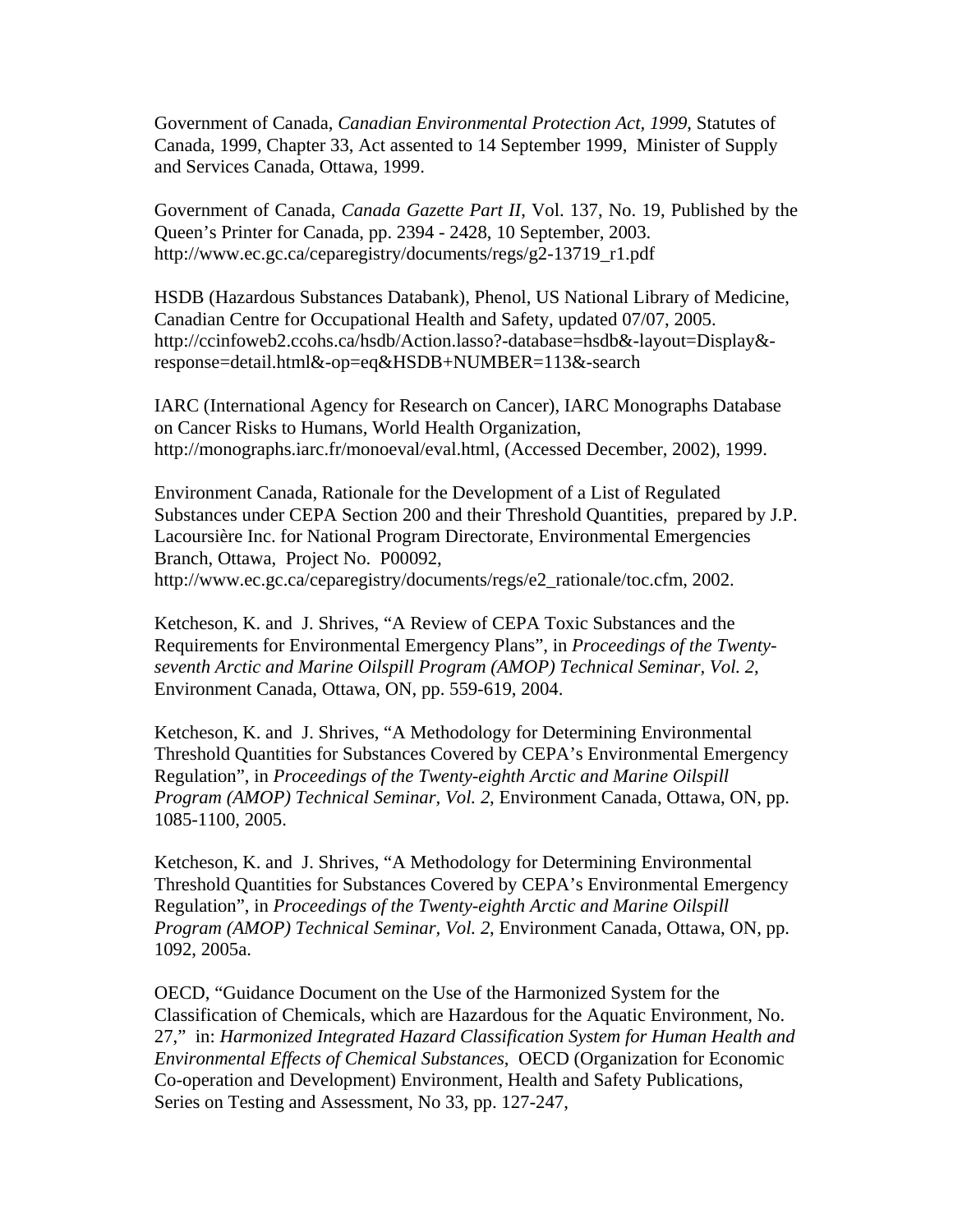Government of Canada, *Canadian Environmental Protection Act, 1999*, Statutes of Canada, 1999, Chapter 33, Act assented to 14 September 1999, Minister of Supply and Services Canada, Ottawa, 1999.

Government of Canada, *Canada Gazette Part II*, Vol. 137, No. 19, Published by the Queen's Printer for Canada, pp. 2394 - 2428, 10 September, 2003. http://www.ec.gc.ca/ceparegistry/documents/regs/g2-13719_r1.pdf

HSDB (Hazardous Substances Databank), Phenol, US National Library of Medicine, Canadian Centre for Occupational Health and Safety, updated 07/07, 2005. http://ccinfoweb2.ccohs.ca/hsdb/Action.lasso?-database=hsdb&-layout=Display&-response=detail.html&-op=eq&HSDB+NUMBER=113&-search

IARC (International Agency for Research on Cancer), IARC Monographs Database on Cancer Risks to Humans, World Health Organization, http://monographs.iarc.fr/monoeval/eval.html, (Accessed December, 2002), 1999.

Environment Canada, Rationale for the Development of a List of Regulated Substances under CEPA Section 200 and their Threshold Quantities, prepared by J.P. Lacoursière Inc. for National Program Directorate, Environmental Emergencies Branch, Ottawa, Project No. P00092, http://www.ec.gc.ca/ceparegistry/documents/regs/e2_rationale/toc.cfm, 2002.

Ketcheson, K. and J. Shrives, "A Review of CEPA Toxic Substances and the Requirements for Environmental Emergency Plans", in *Proceedings of the Twenty-seventh Arctic and Marine Oilspill Program (AMOP) Technical Seminar, Vol. 2*, Environment Canada, Ottawa, ON, pp. 559-619, 2004.

Ketcheson, K. and J. Shrives, "A Methodology for Determining Environmental Threshold Quantities for Substances Covered by CEPA's Environmental Emergency Regulation", in *Proceedings of the Twenty-eighth Arctic and Marine Oilspill Program (AMOP) Technical Seminar, Vol. 2*, Environment Canada, Ottawa, ON, pp. 1085-1100, 2005.

Ketcheson, K. and J. Shrives, "A Methodology for Determining Environmental Threshold Quantities for Substances Covered by CEPA's Environmental Emergency Regulation", in *Proceedings of the Twenty-eighth Arctic and Marine Oilspill Program (AMOP) Technical Seminar, Vol. 2*, Environment Canada, Ottawa, ON, pp. 1092, 2005a.

OECD, "Guidance Document on the Use of the Harmonized System for the Classification of Chemicals, which are Hazardous for the Aquatic Environment, No. 27," in: *Harmonized Integrated Hazard Classification System for Human Health and Environmental Effects of Chemical Substances*, OECD (Organization for Economic Co-operation and Development) Environment, Health and Safety Publications, Series on Testing and Assessment, No 33, pp. 127-247,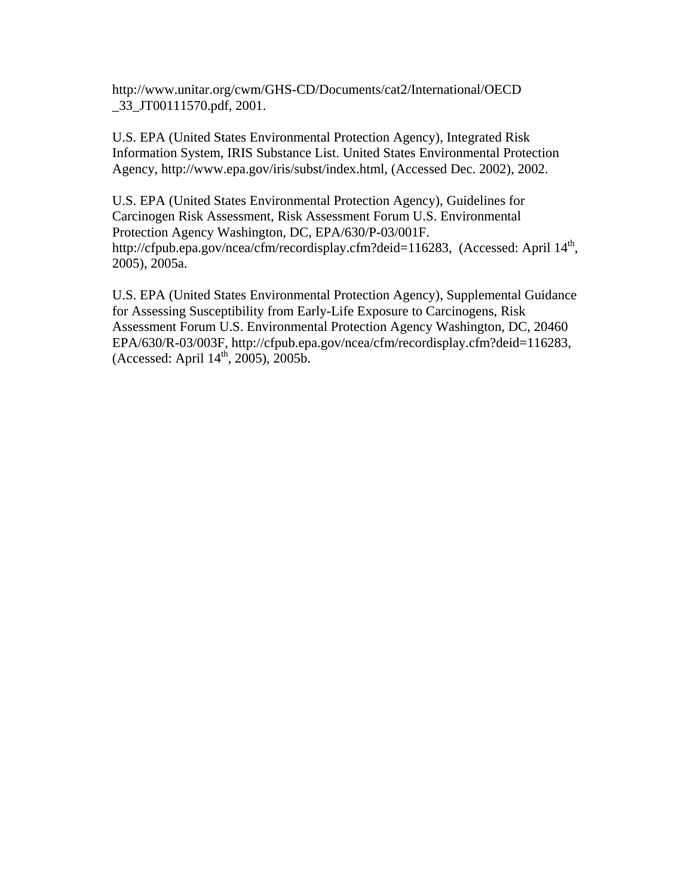http://www.unitar.org/cwm/GHS-CD/Documents/cat2/International/OECD_33_JT00111570.pdf, 2001.

U.S. EPA (United States Environmental Protection Agency), Integrated Risk Information System, IRIS Substance List. United States Environmental Protection Agency, http://www.epa.gov/iris/subst/index.html, (Accessed Dec. 2002), 2002.

U.S. EPA (United States Environmental Protection Agency), Guidelines for Carcinogen Risk Assessment, Risk Assessment Forum U.S. Environmental Protection Agency Washington, DC, EPA/630/P-03/001F. http://cfpub.epa.gov/ncea/cfm/recordisplay.cfm?deid=116283, (Accessed: April 14th, 2005), 2005a.

U.S. EPA (United States Environmental Protection Agency), Supplemental Guidance for Assessing Susceptibility from Early-Life Exposure to Carcinogens, Risk Assessment Forum U.S. Environmental Protection Agency Washington, DC, 20460 EPA/630/R-03/003F, http://cfpub.epa.gov/ncea/cfm/recordisplay.cfm?deid=116283, (Accessed: April 14th, 2005), 2005b.